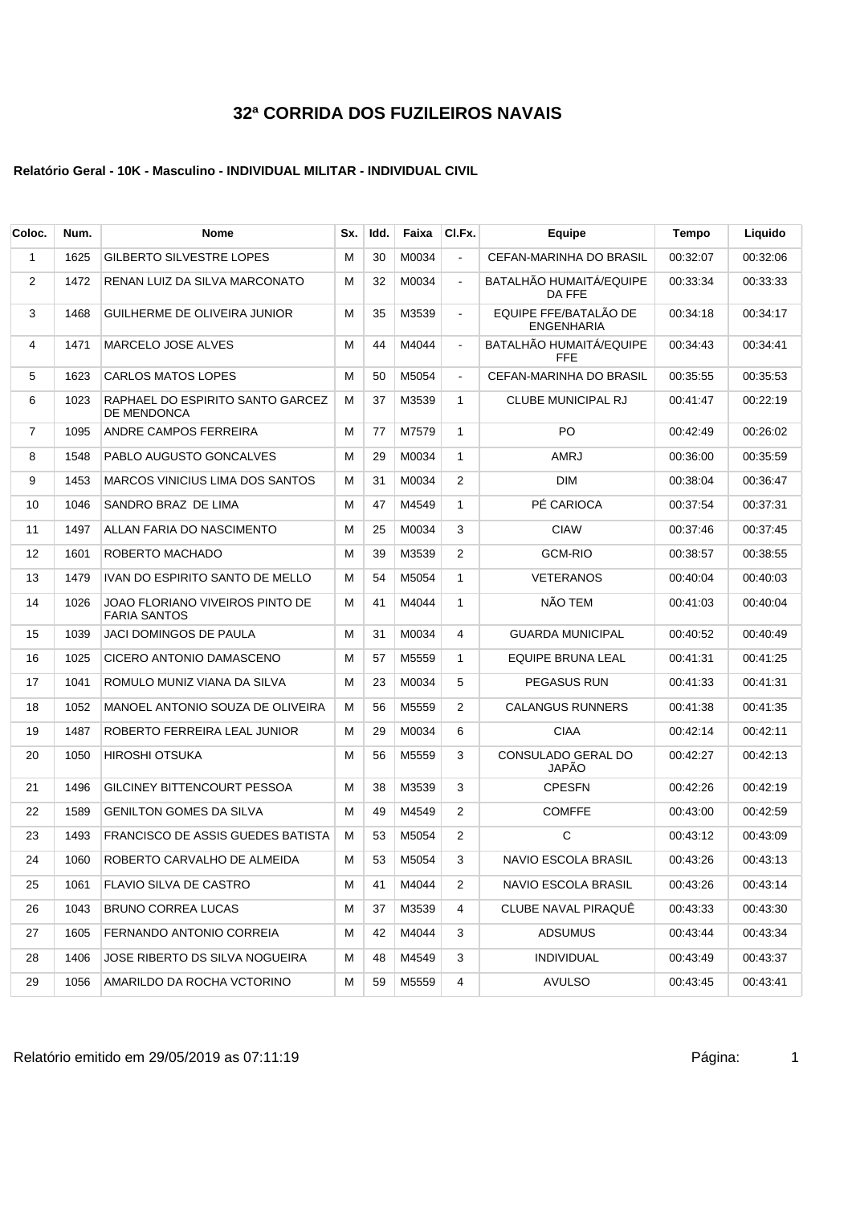# 32ª CORRIDA DOS FUZILEIROS NAVAIS

**Relatório Geral - 10K - Masculino - INDIVIDUAL MILITAR - INDIVIDUAL CIVIL**

| Coloc. | Num. | Nome | Sx. | Idd. | Faixa | Cl.Fx. | Equipe | Tempo | Liquido |
|---|---|---|---|---|---|---|---|---|---|
| 1 | 1625 | GILBERTO SILVESTRE LOPES | M | 30 | M0034 | - | CEFAN-MARINHA DO BRASIL | 00:32:07 | 00:32:06 |
| 2 | 1472 | RENAN LUIZ DA SILVA MARCONATO | M | 32 | M0034 | - | BATALHÃO HUMAITÁ/EQUIPE DA FFE | 00:33:34 | 00:33:33 |
| 3 | 1468 | GUILHERME DE OLIVEIRA JUNIOR | M | 35 | M3539 | - | EQUIPE FFE/BATALÃO DE ENGENHARIA | 00:34:18 | 00:34:17 |
| 4 | 1471 | MARCELO JOSE ALVES | M | 44 | M4044 | - | BATALHÃO HUMAITÁ/EQUIPE FFE | 00:34:43 | 00:34:41 |
| 5 | 1623 | CARLOS MATOS LOPES | M | 50 | M5054 | - | CEFAN-MARINHA DO BRASIL | 00:35:55 | 00:35:53 |
| 6 | 1023 | RAPHAEL DO ESPIRITO SANTO GARCEZ DE MENDONCA | M | 37 | M3539 | 1 | CLUBE MUNICIPAL RJ | 00:41:47 | 00:22:19 |
| 7 | 1095 | ANDRE CAMPOS FERREIRA | M | 77 | M7579 | 1 | PO | 00:42:49 | 00:26:02 |
| 8 | 1548 | PABLO AUGUSTO GONCALVES | M | 29 | M0034 | 1 | AMRJ | 00:36:00 | 00:35:59 |
| 9 | 1453 | MARCOS VINICIUS LIMA DOS SANTOS | M | 31 | M0034 | 2 | DIM | 00:38:04 | 00:36:47 |
| 10 | 1046 | SANDRO BRAZ DE LIMA | M | 47 | M4549 | 1 | PÉ CARIOCA | 00:37:54 | 00:37:31 |
| 11 | 1497 | ALLAN FARIA DO NASCIMENTO | M | 25 | M0034 | 3 | CIAW | 00:37:46 | 00:37:45 |
| 12 | 1601 | ROBERTO MACHADO | M | 39 | M3539 | 2 | GCM-RIO | 00:38:57 | 00:38:55 |
| 13 | 1479 | IVAN DO ESPIRITO SANTO DE MELLO | M | 54 | M5054 | 1 | VETERANOS | 00:40:04 | 00:40:03 |
| 14 | 1026 | JOAO FLORIANO VIVEIROS PINTO DE FARIA SANTOS | M | 41 | M4044 | 1 | NÃO TEM | 00:41:03 | 00:40:04 |
| 15 | 1039 | JACI DOMINGOS DE PAULA | M | 31 | M0034 | 4 | GUARDA MUNICIPAL | 00:40:52 | 00:40:49 |
| 16 | 1025 | CICERO ANTONIO DAMASCENO | M | 57 | M5559 | 1 | EQUIPE BRUNA LEAL | 00:41:31 | 00:41:25 |
| 17 | 1041 | ROMULO MUNIZ VIANA DA SILVA | M | 23 | M0034 | 5 | PEGASUS RUN | 00:41:33 | 00:41:31 |
| 18 | 1052 | MANOEL ANTONIO SOUZA DE OLIVEIRA | M | 56 | M5559 | 2 | CALANGUS RUNNERS | 00:41:38 | 00:41:35 |
| 19 | 1487 | ROBERTO FERREIRA LEAL JUNIOR | M | 29 | M0034 | 6 | CIAA | 00:42:14 | 00:42:11 |
| 20 | 1050 | HIROSHI OTSUKA | M | 56 | M5559 | 3 | CONSULADO GERAL DO JAPÃO | 00:42:27 | 00:42:13 |
| 21 | 1496 | GILCINEY BITTENCOURT PESSOA | M | 38 | M3539 | 3 | CPESFN | 00:42:26 | 00:42:19 |
| 22 | 1589 | GENILTON GOMES DA SILVA | M | 49 | M4549 | 2 | COMFFE | 00:43:00 | 00:42:59 |
| 23 | 1493 | FRANCISCO DE ASSIS GUEDES BATISTA | M | 53 | M5054 | 2 | C | 00:43:12 | 00:43:09 |
| 24 | 1060 | ROBERTO CARVALHO DE ALMEIDA | M | 53 | M5054 | 3 | NAVIO ESCOLA BRASIL | 00:43:26 | 00:43:13 |
| 25 | 1061 | FLAVIO SILVA DE CASTRO | M | 41 | M4044 | 2 | NAVIO ESCOLA BRASIL | 00:43:26 | 00:43:14 |
| 26 | 1043 | BRUNO CORREA LUCAS | M | 37 | M3539 | 4 | CLUBE NAVAL PIRAQUÊ | 00:43:33 | 00:43:30 |
| 27 | 1605 | FERNANDO ANTONIO CORREIA | M | 42 | M4044 | 3 | ADSUMUS | 00:43:44 | 00:43:34 |
| 28 | 1406 | JOSE RIBERTO DS SILVA NOGUEIRA | M | 48 | M4549 | 3 | INDIVIDUAL | 00:43:49 | 00:43:37 |
| 29 | 1056 | AMARILDO DA ROCHA VCTORINO | M | 59 | M5559 | 4 | AVULSO | 00:43:45 | 00:43:41 |

Relatório emitido em 29/05/2019 as 07:11:19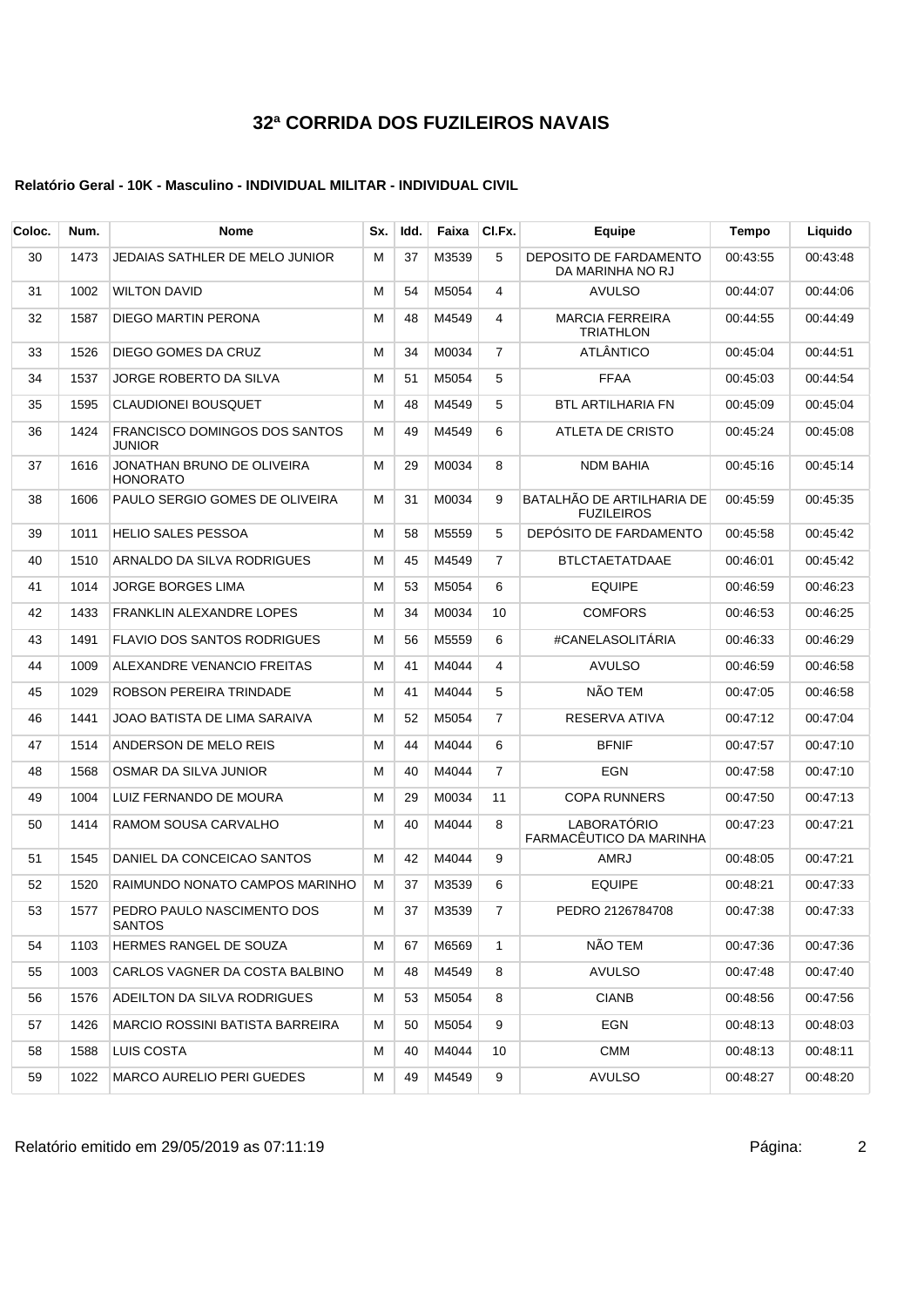# 32ª CORRIDA DOS FUZILEIROS NAVAIS

**Relatório Geral - 10K - Masculino - INDIVIDUAL MILITAR - INDIVIDUAL CIVIL**

| Coloc. | Num. | Nome | Sx. | Idd. | Faixa | Cl.Fx. | Equipe | Tempo | Liquido |
|---|---|---|---|---|---|---|---|---|---|
| 30 | 1473 | JEDAIAS SATHLER DE MELO JUNIOR | M | 37 | M3539 | 5 | DEPOSITO DE FARDAMENTO DA MARINHA NO RJ | 00:43:55 | 00:43:48 |
| 31 | 1002 | WILTON DAVID | M | 54 | M5054 | 4 | AVULSO | 00:44:07 | 00:44:06 |
| 32 | 1587 | DIEGO MARTIN PERONA | M | 48 | M4549 | 4 | MARCIA FERREIRA TRIATHLON | 00:44:55 | 00:44:49 |
| 33 | 1526 | DIEGO GOMES DA CRUZ | M | 34 | M0034 | 7 | ATLÂNTICO | 00:45:04 | 00:44:51 |
| 34 | 1537 | JORGE ROBERTO DA SILVA | M | 51 | M5054 | 5 | FFAA | 00:45:03 | 00:44:54 |
| 35 | 1595 | CLAUDIONEI BOUSQUET | M | 48 | M4549 | 5 | BTL ARTILHARIA FN | 00:45:09 | 00:45:04 |
| 36 | 1424 | FRANCISCO DOMINGOS DOS SANTOS JUNIOR | M | 49 | M4549 | 6 | ATLETA DE CRISTO | 00:45:24 | 00:45:08 |
| 37 | 1616 | JONATHAN BRUNO DE OLIVEIRA HONORATO | M | 29 | M0034 | 8 | NDM BAHIA | 00:45:16 | 00:45:14 |
| 38 | 1606 | PAULO SERGIO GOMES DE OLIVEIRA | M | 31 | M0034 | 9 | BATALHÃO DE ARTILHARIA DE FUZILEIROS | 00:45:59 | 00:45:35 |
| 39 | 1011 | HELIO SALES PESSOA | M | 58 | M5559 | 5 | DEPÓSITO DE FARDAMENTO | 00:45:58 | 00:45:42 |
| 40 | 1510 | ARNALDO DA SILVA RODRIGUES | M | 45 | M4549 | 7 | BTLCTAETATDAAE | 00:46:01 | 00:45:42 |
| 41 | 1014 | JORGE BORGES LIMA | M | 53 | M5054 | 6 | EQUIPE | 00:46:59 | 00:46:23 |
| 42 | 1433 | FRANKLIN ALEXANDRE LOPES | M | 34 | M0034 | 10 | COMFORS | 00:46:53 | 00:46:25 |
| 43 | 1491 | FLAVIO DOS SANTOS RODRIGUES | M | 56 | M5559 | 6 | #CANELASOLITÁRIA | 00:46:33 | 00:46:29 |
| 44 | 1009 | ALEXANDRE VENANCIO FREITAS | M | 41 | M4044 | 4 | AVULSO | 00:46:59 | 00:46:58 |
| 45 | 1029 | ROBSON PEREIRA TRINDADE | M | 41 | M4044 | 5 | NÃO TEM | 00:47:05 | 00:46:58 |
| 46 | 1441 | JOAO BATISTA DE LIMA SARAIVA | M | 52 | M5054 | 7 | RESERVA ATIVA | 00:47:12 | 00:47:04 |
| 47 | 1514 | ANDERSON DE MELO REIS | M | 44 | M4044 | 6 | BFNIF | 00:47:57 | 00:47:10 |
| 48 | 1568 | OSMAR DA SILVA JUNIOR | M | 40 | M4044 | 7 | EGN | 00:47:58 | 00:47:10 |
| 49 | 1004 | LUIZ FERNANDO DE MOURA | M | 29 | M0034 | 11 | COPA RUNNERS | 00:47:50 | 00:47:13 |
| 50 | 1414 | RAMOM SOUSA CARVALHO | M | 40 | M4044 | 8 | LABORATÓRIO FARMACÊUTICO DA MARINHA | 00:47:23 | 00:47:21 |
| 51 | 1545 | DANIEL DA CONCEICAO SANTOS | M | 42 | M4044 | 9 | AMRJ | 00:48:05 | 00:47:21 |
| 52 | 1520 | RAIMUNDO NONATO CAMPOS MARINHO | M | 37 | M3539 | 6 | EQUIPE | 00:48:21 | 00:47:33 |
| 53 | 1577 | PEDRO PAULO NASCIMENTO DOS SANTOS | M | 37 | M3539 | 7 | PEDRO 2126784708 | 00:47:38 | 00:47:33 |
| 54 | 1103 | HERMES RANGEL DE SOUZA | M | 67 | M6569 | 1 | NÃO TEM | 00:47:36 | 00:47:36 |
| 55 | 1003 | CARLOS VAGNER DA COSTA BALBINO | M | 48 | M4549 | 8 | AVULSO | 00:47:48 | 00:47:40 |
| 56 | 1576 | ADEILTON DA SILVA RODRIGUES | M | 53 | M5054 | 8 | CIANB | 00:48:56 | 00:47:56 |
| 57 | 1426 | MARCIO ROSSINI BATISTA BARREIRA | M | 50 | M5054 | 9 | EGN | 00:48:13 | 00:48:03 |
| 58 | 1588 | LUIS COSTA | M | 40 | M4044 | 10 | CMM | 00:48:13 | 00:48:11 |
| 59 | 1022 | MARCO AURELIO PERI GUEDES | M | 49 | M4549 | 9 | AVULSO | 00:48:27 | 00:48:20 |

Relatório emitido em 29/05/2019 as 07:11:19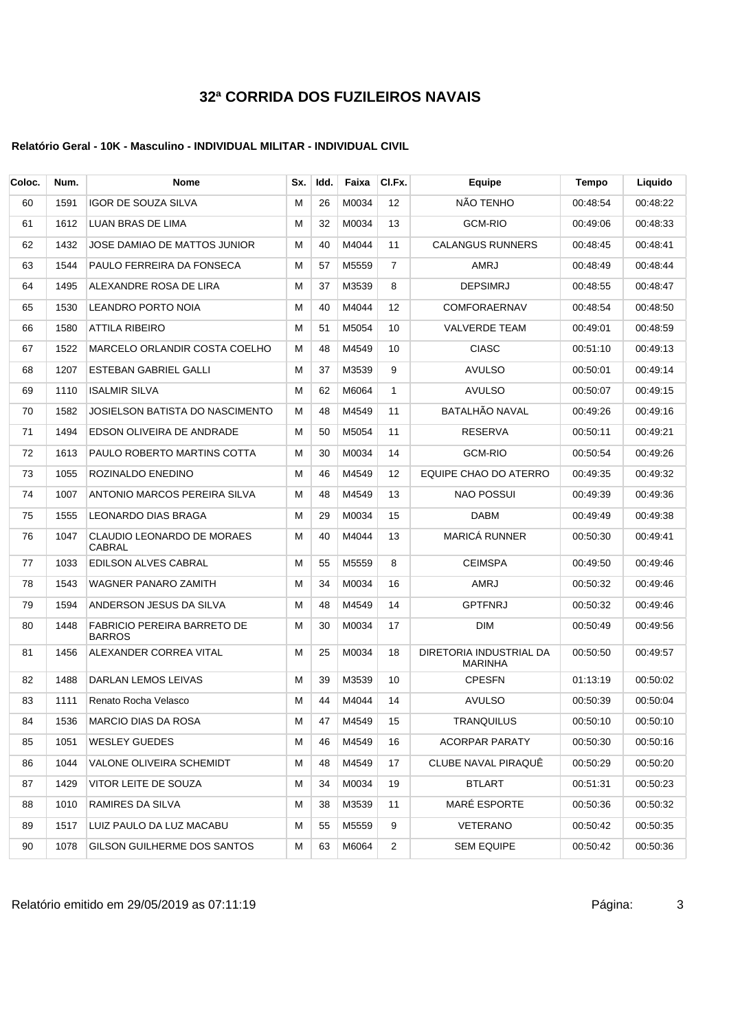# 32ª CORRIDA DOS FUZILEIROS NAVAIS

**Relatório Geral - 10K - Masculino - INDIVIDUAL MILITAR - INDIVIDUAL CIVIL**

| Coloc. | Num. | Nome | Sx. | Idd. | Faixa | Cl.Fx. | Equipe | Tempo | Liquido |
|---|---|---|---|---|---|---|---|---|---|
| 60 | 1591 | IGOR DE SOUZA SILVA | M | 26 | M0034 | 12 | NÃO TENHO | 00:48:54 | 00:48:22 |
| 61 | 1612 | LUAN BRAS DE LIMA | M | 32 | M0034 | 13 | GCM-RIO | 00:49:06 | 00:48:33 |
| 62 | 1432 | JOSE DAMIAO DE MATTOS JUNIOR | M | 40 | M4044 | 11 | CALANGUS RUNNERS | 00:48:45 | 00:48:41 |
| 63 | 1544 | PAULO FERREIRA DA FONSECA | M | 57 | M5559 | 7 | AMRJ | 00:48:49 | 00:48:44 |
| 64 | 1495 | ALEXANDRE ROSA DE LIRA | M | 37 | M3539 | 8 | DEPSIMRJ | 00:48:55 | 00:48:47 |
| 65 | 1530 | LEANDRO PORTO NOIA | M | 40 | M4044 | 12 | COMFORAERNAV | 00:48:54 | 00:48:50 |
| 66 | 1580 | ATTILA RIBEIRO | M | 51 | M5054 | 10 | VALVERDE TEAM | 00:49:01 | 00:48:59 |
| 67 | 1522 | MARCELO ORLANDIR COSTA COELHO | M | 48 | M4549 | 10 | CIASC | 00:51:10 | 00:49:13 |
| 68 | 1207 | ESTEBAN GABRIEL GALLI | M | 37 | M3539 | 9 | AVULSO | 00:50:01 | 00:49:14 |
| 69 | 1110 | ISALMIR SILVA | M | 62 | M6064 | 1 | AVULSO | 00:50:07 | 00:49:15 |
| 70 | 1582 | JOSIELSON BATISTA DO NASCIMENTO | M | 48 | M4549 | 11 | BATALHÃO NAVAL | 00:49:26 | 00:49:16 |
| 71 | 1494 | EDSON OLIVEIRA DE ANDRADE | M | 50 | M5054 | 11 | RESERVA | 00:50:11 | 00:49:21 |
| 72 | 1613 | PAULO ROBERTO MARTINS COTTA | M | 30 | M0034 | 14 | GCM-RIO | 00:50:54 | 00:49:26 |
| 73 | 1055 | ROZINALDO ENEDINO | M | 46 | M4549 | 12 | EQUIPE CHAO DO ATERRO | 00:49:35 | 00:49:32 |
| 74 | 1007 | ANTONIO MARCOS PEREIRA SILVA | M | 48 | M4549 | 13 | NAO POSSUI | 00:49:39 | 00:49:36 |
| 75 | 1555 | LEONARDO DIAS BRAGA | M | 29 | M0034 | 15 | DABM | 00:49:49 | 00:49:38 |
| 76 | 1047 | CLAUDIO LEONARDO DE MORAES CABRAL | M | 40 | M4044 | 13 | MARICÁ RUNNER | 00:50:30 | 00:49:41 |
| 77 | 1033 | EDILSON ALVES CABRAL | M | 55 | M5559 | 8 | CEIMSPA | 00:49:50 | 00:49:46 |
| 78 | 1543 | WAGNER PANARO ZAMITH | M | 34 | M0034 | 16 | AMRJ | 00:50:32 | 00:49:46 |
| 79 | 1594 | ANDERSON JESUS DA SILVA | M | 48 | M4549 | 14 | GPTFNRJ | 00:50:32 | 00:49:46 |
| 80 | 1448 | FABRICIO PEREIRA BARRETO DE BARROS | M | 30 | M0034 | 17 | DIM | 00:50:49 | 00:49:56 |
| 81 | 1456 | ALEXANDER CORREA VITAL | M | 25 | M0034 | 18 | DIRETORIA INDUSTRIAL DA MARINHA | 00:50:50 | 00:49:57 |
| 82 | 1488 | DARLAN LEMOS LEIVAS | M | 39 | M3539 | 10 | CPESFN | 01:13:19 | 00:50:02 |
| 83 | 1111 | Renato Rocha Velasco | M | 44 | M4044 | 14 | AVULSO | 00:50:39 | 00:50:04 |
| 84 | 1536 | MARCIO DIAS DA ROSA | M | 47 | M4549 | 15 | TRANQUILUS | 00:50:10 | 00:50:10 |
| 85 | 1051 | WESLEY GUEDES | M | 46 | M4549 | 16 | ACORPAR PARATY | 00:50:30 | 00:50:16 |
| 86 | 1044 | VALONE OLIVEIRA SCHEMIDT | M | 48 | M4549 | 17 | CLUBE NAVAL PIRAQUÊ | 00:50:29 | 00:50:20 |
| 87 | 1429 | VITOR LEITE DE SOUZA | M | 34 | M0034 | 19 | BTLART | 00:51:31 | 00:50:23 |
| 88 | 1010 | RAMIRES DA SILVA | M | 38 | M3539 | 11 | MARÉ ESPORTE | 00:50:36 | 00:50:32 |
| 89 | 1517 | LUIZ PAULO DA LUZ MACABU | M | 55 | M5559 | 9 | VETERANO | 00:50:42 | 00:50:35 |
| 90 | 1078 | GILSON GUILHERME DOS SANTOS | M | 63 | M6064 | 2 | SEM EQUIPE | 00:50:42 | 00:50:36 |

Relatório emitido em 29/05/2019 as 07:11:19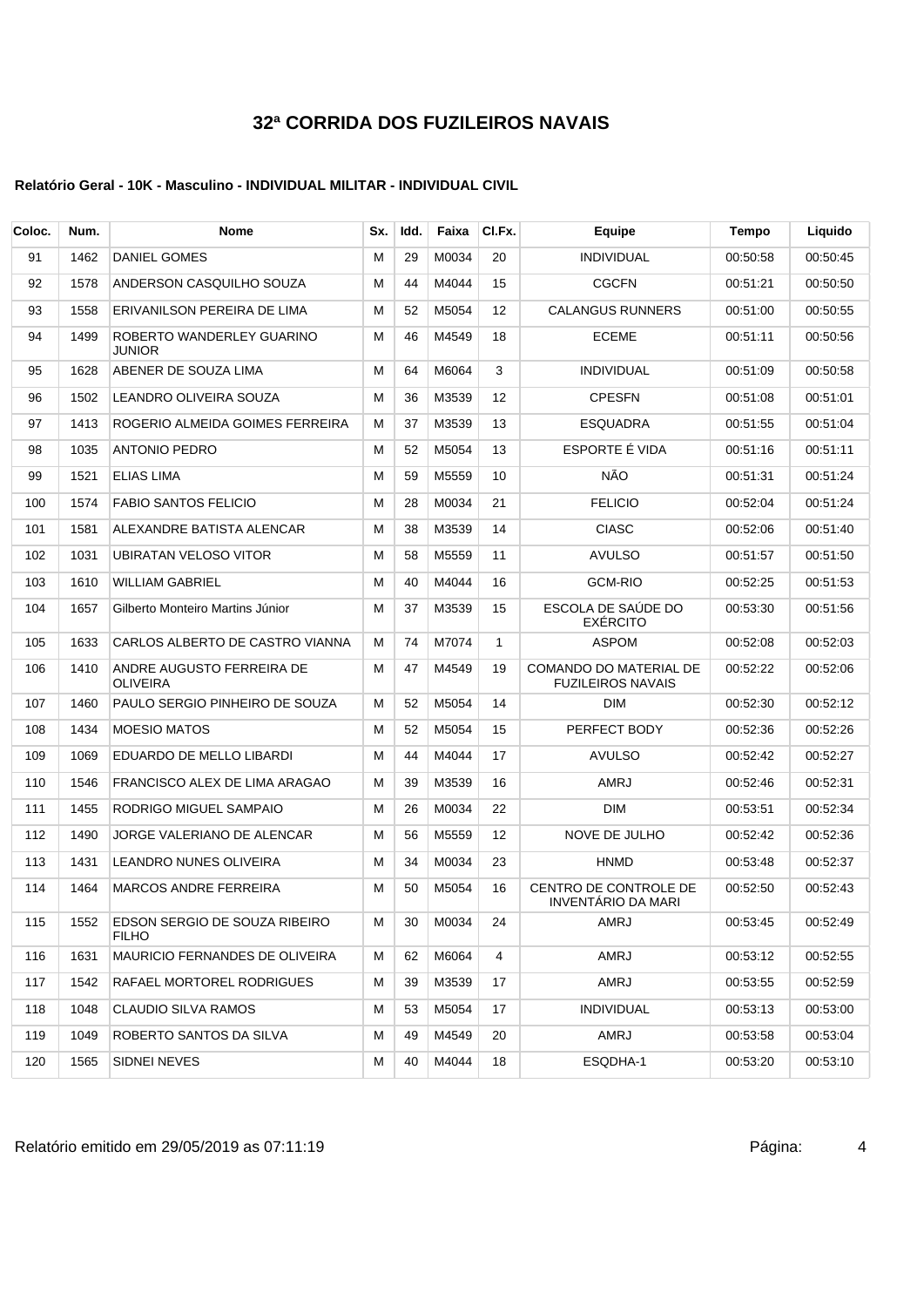# 32ª CORRIDA DOS FUZILEIROS NAVAIS

**Relatório Geral - 10K - Masculino - INDIVIDUAL MILITAR - INDIVIDUAL CIVIL**

| Coloc. | Num. | Nome | Sx. | Idd. | Faixa | Cl.Fx. | Equipe | Tempo | Liquido |
|---|---|---|---|---|---|---|---|---|---|
| 91 | 1462 | DANIEL GOMES | M | 29 | M0034 | 20 | INDIVIDUAL | 00:50:58 | 00:50:45 |
| 92 | 1578 | ANDERSON CASQUILHO SOUZA | M | 44 | M4044 | 15 | CGCFN | 00:51:21 | 00:50:50 |
| 93 | 1558 | ERIVANILSON PEREIRA DE LIMA | M | 52 | M5054 | 12 | CALANGUS RUNNERS | 00:51:00 | 00:50:55 |
| 94 | 1499 | ROBERTO WANDERLEY GUARINO JUNIOR | M | 46 | M4549 | 18 | ECEME | 00:51:11 | 00:50:56 |
| 95 | 1628 | ABENER DE SOUZA LIMA | M | 64 | M6064 | 3 | INDIVIDUAL | 00:51:09 | 00:50:58 |
| 96 | 1502 | LEANDRO OLIVEIRA SOUZA | M | 36 | M3539 | 12 | CPESFN | 00:51:08 | 00:51:01 |
| 97 | 1413 | ROGERIO ALMEIDA GOIMES FERREIRA | M | 37 | M3539 | 13 | ESQUADRA | 00:51:55 | 00:51:04 |
| 98 | 1035 | ANTONIO PEDRO | M | 52 | M5054 | 13 | ESPORTE É VIDA | 00:51:16 | 00:51:11 |
| 99 | 1521 | ELIAS LIMA | M | 59 | M5559 | 10 | NÃO | 00:51:31 | 00:51:24 |
| 100 | 1574 | FABIO SANTOS FELICIO | M | 28 | M0034 | 21 | FELICIO | 00:52:04 | 00:51:24 |
| 101 | 1581 | ALEXANDRE BATISTA ALENCAR | M | 38 | M3539 | 14 | CIASC | 00:52:06 | 00:51:40 |
| 102 | 1031 | UBIRATAN VELOSO VITOR | M | 58 | M5559 | 11 | AVULSO | 00:51:57 | 00:51:50 |
| 103 | 1610 | WILLIAM GABRIEL | M | 40 | M4044 | 16 | GCM-RIO | 00:52:25 | 00:51:53 |
| 104 | 1657 | Gilberto Monteiro Martins Júnior | M | 37 | M3539 | 15 | ESCOLA DE SAÚDE DO EXÉRCITO | 00:53:30 | 00:51:56 |
| 105 | 1633 | CARLOS ALBERTO DE CASTRO VIANNA | M | 74 | M7074 | 1 | ASPOM | 00:52:08 | 00:52:03 |
| 106 | 1410 | ANDRE AUGUSTO FERREIRA DE OLIVEIRA | M | 47 | M4549 | 19 | COMANDO DO MATERIAL DE FUZILEIROS NAVAIS | 00:52:22 | 00:52:06 |
| 107 | 1460 | PAULO SERGIO PINHEIRO DE SOUZA | M | 52 | M5054 | 14 | DIM | 00:52:30 | 00:52:12 |
| 108 | 1434 | MOESIO MATOS | M | 52 | M5054 | 15 | PERFECT BODY | 00:52:36 | 00:52:26 |
| 109 | 1069 | EDUARDO DE MELLO LIBARDI | M | 44 | M4044 | 17 | AVULSO | 00:52:42 | 00:52:27 |
| 110 | 1546 | FRANCISCO ALEX DE LIMA ARAGAO | M | 39 | M3539 | 16 | AMRJ | 00:52:46 | 00:52:31 |
| 111 | 1455 | RODRIGO MIGUEL SAMPAIO | M | 26 | M0034 | 22 | DIM | 00:53:51 | 00:52:34 |
| 112 | 1490 | JORGE VALERIANO DE ALENCAR | M | 56 | M5559 | 12 | NOVE DE JULHO | 00:52:42 | 00:52:36 |
| 113 | 1431 | LEANDRO NUNES OLIVEIRA | M | 34 | M0034 | 23 | HNMD | 00:53:48 | 00:52:37 |
| 114 | 1464 | MARCOS ANDRE FERREIRA | M | 50 | M5054 | 16 | CENTRO DE CONTROLE DE INVENTÁRIO DA MARI | 00:52:50 | 00:52:43 |
| 115 | 1552 | EDSON SERGIO DE SOUZA RIBEIRO FILHO | M | 30 | M0034 | 24 | AMRJ | 00:53:45 | 00:52:49 |
| 116 | 1631 | MAURICIO FERNANDES DE OLIVEIRA | M | 62 | M6064 | 4 | AMRJ | 00:53:12 | 00:52:55 |
| 117 | 1542 | RAFAEL MORTOREL RODRIGUES | M | 39 | M3539 | 17 | AMRJ | 00:53:55 | 00:52:59 |
| 118 | 1048 | CLAUDIO SILVA RAMOS | M | 53 | M5054 | 17 | INDIVIDUAL | 00:53:13 | 00:53:00 |
| 119 | 1049 | ROBERTO SANTOS DA SILVA | M | 49 | M4549 | 20 | AMRJ | 00:53:58 | 00:53:04 |
| 120 | 1565 | SIDNEI NEVES | M | 40 | M4044 | 18 | ESQDHA-1 | 00:53:20 | 00:53:10 |

Relatório emitido em 29/05/2019 as 07:11:19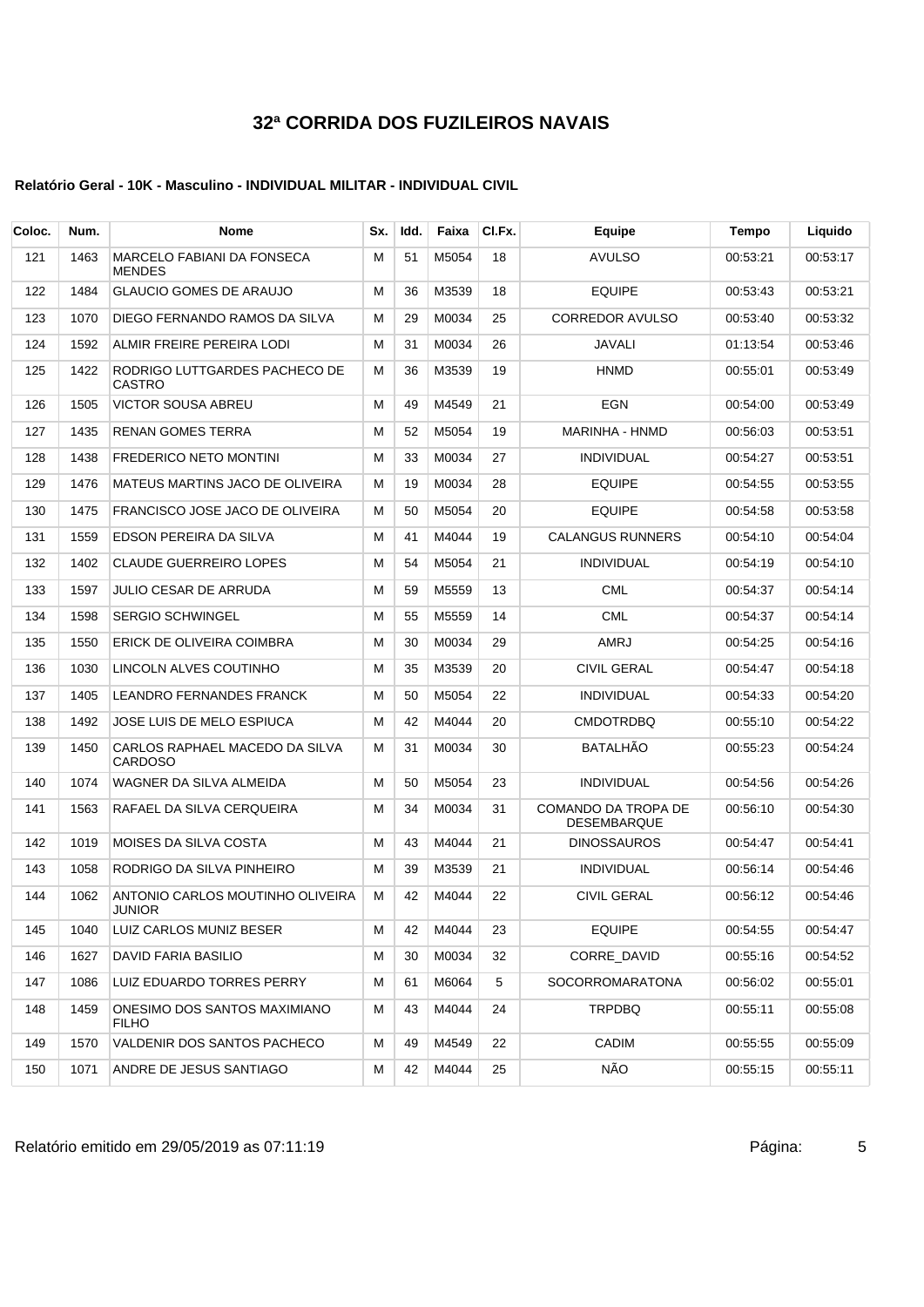# 32ª CORRIDA DOS FUZILEIROS NAVAIS

**Relatório Geral - 10K - Masculino - INDIVIDUAL MILITAR - INDIVIDUAL CIVIL**

| Coloc. | Num. | Nome | Sx. | Idd. | Faixa | Cl.Fx. | Equipe | Tempo | Liquido |
|---|---|---|---|---|---|---|---|---|---|
| 121 | 1463 | MARCELO FABIANI DA FONSECA MENDES | M | 51 | M5054 | 18 | AVULSO | 00:53:21 | 00:53:17 |
| 122 | 1484 | GLAUCIO GOMES DE ARAUJO | M | 36 | M3539 | 18 | EQUIPE | 00:53:43 | 00:53:21 |
| 123 | 1070 | DIEGO FERNANDO RAMOS DA SILVA | M | 29 | M0034 | 25 | CORREDOR AVULSO | 00:53:40 | 00:53:32 |
| 124 | 1592 | ALMIR FREIRE PEREIRA LODI | M | 31 | M0034 | 26 | JAVALI | 01:13:54 | 00:53:46 |
| 125 | 1422 | RODRIGO LUTTGARDES PACHECO DE CASTRO | M | 36 | M3539 | 19 | HNMD | 00:55:01 | 00:53:49 |
| 126 | 1505 | VICTOR SOUSA ABREU | M | 49 | M4549 | 21 | EGN | 00:54:00 | 00:53:49 |
| 127 | 1435 | RENAN GOMES TERRA | M | 52 | M5054 | 19 | MARINHA - HNMD | 00:56:03 | 00:53:51 |
| 128 | 1438 | FREDERICO NETO MONTINI | M | 33 | M0034 | 27 | INDIVIDUAL | 00:54:27 | 00:53:51 |
| 129 | 1476 | MATEUS MARTINS JACO DE OLIVEIRA | M | 19 | M0034 | 28 | EQUIPE | 00:54:55 | 00:53:55 |
| 130 | 1475 | FRANCISCO JOSE JACO DE OLIVEIRA | M | 50 | M5054 | 20 | EQUIPE | 00:54:58 | 00:53:58 |
| 131 | 1559 | EDSON PEREIRA DA SILVA | M | 41 | M4044 | 19 | CALANGUS RUNNERS | 00:54:10 | 00:54:04 |
| 132 | 1402 | CLAUDE GUERREIRO LOPES | M | 54 | M5054 | 21 | INDIVIDUAL | 00:54:19 | 00:54:10 |
| 133 | 1597 | JULIO CESAR DE ARRUDA | M | 59 | M5559 | 13 | CML | 00:54:37 | 00:54:14 |
| 134 | 1598 | SERGIO SCHWINGEL | M | 55 | M5559 | 14 | CML | 00:54:37 | 00:54:14 |
| 135 | 1550 | ERICK DE OLIVEIRA COIMBRA | M | 30 | M0034 | 29 | AMRJ | 00:54:25 | 00:54:16 |
| 136 | 1030 | LINCOLN ALVES COUTINHO | M | 35 | M3539 | 20 | CIVIL GERAL | 00:54:47 | 00:54:18 |
| 137 | 1405 | LEANDRO FERNANDES FRANCK | M | 50 | M5054 | 22 | INDIVIDUAL | 00:54:33 | 00:54:20 |
| 138 | 1492 | JOSE LUIS DE MELO ESPIUCA | M | 42 | M4044 | 20 | CMDOTRDBQ | 00:55:10 | 00:54:22 |
| 139 | 1450 | CARLOS RAPHAEL MACEDO DA SILVA CARDOSO | M | 31 | M0034 | 30 | BATALHÃO | 00:55:23 | 00:54:24 |
| 140 | 1074 | WAGNER DA SILVA ALMEIDA | M | 50 | M5054 | 23 | INDIVIDUAL | 00:54:56 | 00:54:26 |
| 141 | 1563 | RAFAEL DA SILVA CERQUEIRA | M | 34 | M0034 | 31 | COMANDO DA TROPA DE DESEMBARQUE | 00:56:10 | 00:54:30 |
| 142 | 1019 | MOISES DA SILVA COSTA | M | 43 | M4044 | 21 | DINOSSAUROS | 00:54:47 | 00:54:41 |
| 143 | 1058 | RODRIGO DA SILVA PINHEIRO | M | 39 | M3539 | 21 | INDIVIDUAL | 00:56:14 | 00:54:46 |
| 144 | 1062 | ANTONIO CARLOS MOUTINHO OLIVEIRA JUNIOR | M | 42 | M4044 | 22 | CIVIL GERAL | 00:56:12 | 00:54:46 |
| 145 | 1040 | LUIZ CARLOS MUNIZ BESER | M | 42 | M4044 | 23 | EQUIPE | 00:54:55 | 00:54:47 |
| 146 | 1627 | DAVID FARIA BASILIO | M | 30 | M0034 | 32 | CORRE_DAVID | 00:55:16 | 00:54:52 |
| 147 | 1086 | LUIZ EDUARDO TORRES PERRY | M | 61 | M6064 | 5 | SOCORROMARATONA | 00:56:02 | 00:55:01 |
| 148 | 1459 | ONESIMO DOS SANTOS MAXIMIANO FILHO | M | 43 | M4044 | 24 | TRPDBQ | 00:55:11 | 00:55:08 |
| 149 | 1570 | VALDENIR DOS SANTOS PACHECO | M | 49 | M4549 | 22 | CADIM | 00:55:55 | 00:55:09 |
| 150 | 1071 | ANDRE DE JESUS SANTIAGO | M | 42 | M4044 | 25 | NÃO | 00:55:15 | 00:55:11 |

Relatório emitido em 29/05/2019 as 07:11:19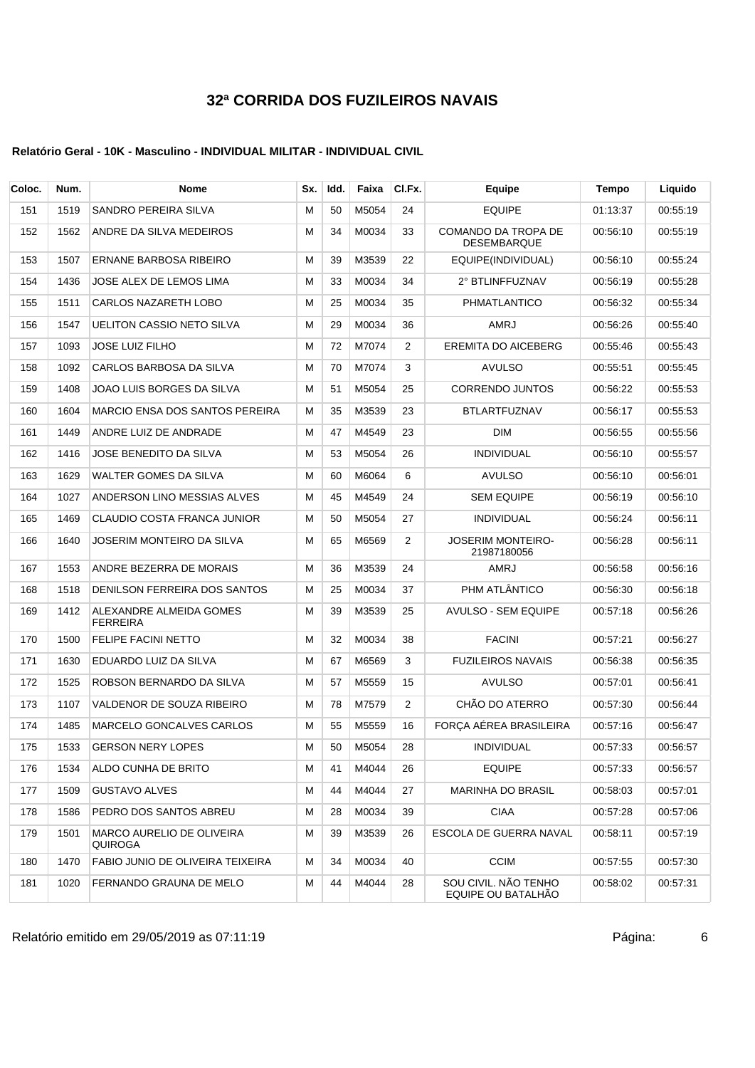# 32ª CORRIDA DOS FUZILEIROS NAVAIS

**Relatório Geral - 10K - Masculino - INDIVIDUAL MILITAR - INDIVIDUAL CIVIL**

| Coloc. | Num. | Nome | Sx. | Idd. | Faixa | Cl.Fx. | Equipe | Tempo | Liquido |
|---|---|---|---|---|---|---|---|---|---|
| 151 | 1519 | SANDRO PEREIRA SILVA | M | 50 | M5054 | 24 | EQUIPE | 01:13:37 | 00:55:19 |
| 152 | 1562 | ANDRE DA SILVA MEDEIROS | M | 34 | M0034 | 33 | COMANDO DA TROPA DE DESEMBARQUE | 00:56:10 | 00:55:19 |
| 153 | 1507 | ERNANE BARBOSA RIBEIRO | M | 39 | M3539 | 22 | EQUIPE(INDIVIDUAL) | 00:56:10 | 00:55:24 |
| 154 | 1436 | JOSE ALEX DE LEMOS LIMA | M | 33 | M0034 | 34 | 2° BTLINFFUZNAV | 00:56:19 | 00:55:28 |
| 155 | 1511 | CARLOS NAZARETH LOBO | M | 25 | M0034 | 35 | PHMATLANTICO | 00:56:32 | 00:55:34 |
| 156 | 1547 | UELITON CASSIO NETO SILVA | M | 29 | M0034 | 36 | AMRJ | 00:56:26 | 00:55:40 |
| 157 | 1093 | JOSE LUIZ FILHO | M | 72 | M7074 | 2 | EREMITA DO AICEBERG | 00:55:46 | 00:55:43 |
| 158 | 1092 | CARLOS BARBOSA DA SILVA | M | 70 | M7074 | 3 | AVULSO | 00:55:51 | 00:55:45 |
| 159 | 1408 | JOAO LUIS BORGES DA SILVA | M | 51 | M5054 | 25 | CORRENDO JUNTOS | 00:56:22 | 00:55:53 |
| 160 | 1604 | MARCIO ENSA DOS SANTOS PEREIRA | M | 35 | M3539 | 23 | BTLARTFUZNAV | 00:56:17 | 00:55:53 |
| 161 | 1449 | ANDRE LUIZ DE ANDRADE | M | 47 | M4549 | 23 | DIM | 00:56:55 | 00:55:56 |
| 162 | 1416 | JOSE BENEDITO DA SILVA | M | 53 | M5054 | 26 | INDIVIDUAL | 00:56:10 | 00:55:57 |
| 163 | 1629 | WALTER GOMES DA SILVA | M | 60 | M6064 | 6 | AVULSO | 00:56:10 | 00:56:01 |
| 164 | 1027 | ANDERSON LINO MESSIAS ALVES | M | 45 | M4549 | 24 | SEM EQUIPE | 00:56:19 | 00:56:10 |
| 165 | 1469 | CLAUDIO COSTA FRANCA JUNIOR | M | 50 | M5054 | 27 | INDIVIDUAL | 00:56:24 | 00:56:11 |
| 166 | 1640 | JOSERIM MONTEIRO DA SILVA | M | 65 | M6569 | 2 | JOSERIM MONTEIRO-21987180056 | 00:56:28 | 00:56:11 |
| 167 | 1553 | ANDRE BEZERRA DE MORAIS | M | 36 | M3539 | 24 | AMRJ | 00:56:58 | 00:56:16 |
| 168 | 1518 | DENILSON FERREIRA DOS SANTOS | M | 25 | M0034 | 37 | PHM ATLÂNTICO | 00:56:30 | 00:56:18 |
| 169 | 1412 | ALEXANDRE ALMEIDA GOMES FERREIRA | M | 39 | M3539 | 25 | AVULSO - SEM EQUIPE | 00:57:18 | 00:56:26 |
| 170 | 1500 | FELIPE FACINI NETTO | M | 32 | M0034 | 38 | FACINI | 00:57:21 | 00:56:27 |
| 171 | 1630 | EDUARDO LUIZ DA SILVA | M | 67 | M6569 | 3 | FUZILEIROS NAVAIS | 00:56:38 | 00:56:35 |
| 172 | 1525 | ROBSON BERNARDO DA SILVA | M | 57 | M5559 | 15 | AVULSO | 00:57:01 | 00:56:41 |
| 173 | 1107 | VALDENOR DE SOUZA RIBEIRO | M | 78 | M7579 | 2 | CHÃO DO ATERRO | 00:57:30 | 00:56:44 |
| 174 | 1485 | MARCELO GONCALVES CARLOS | M | 55 | M5559 | 16 | FORÇA AÉREA BRASILEIRA | 00:57:16 | 00:56:47 |
| 175 | 1533 | GERSON NERY LOPES | M | 50 | M5054 | 28 | INDIVIDUAL | 00:57:33 | 00:56:57 |
| 176 | 1534 | ALDO CUNHA DE BRITO | M | 41 | M4044 | 26 | EQUIPE | 00:57:33 | 00:56:57 |
| 177 | 1509 | GUSTAVO ALVES | M | 44 | M4044 | 27 | MARINHA DO BRASIL | 00:58:03 | 00:57:01 |
| 178 | 1586 | PEDRO DOS SANTOS ABREU | M | 28 | M0034 | 39 | CIAA | 00:57:28 | 00:57:06 |
| 179 | 1501 | MARCO AURELIO DE OLIVEIRA QUIROGA | M | 39 | M3539 | 26 | ESCOLA DE GUERRA NAVAL | 00:58:11 | 00:57:19 |
| 180 | 1470 | FABIO JUNIO DE OLIVEIRA TEIXEIRA | M | 34 | M0034 | 40 | CCIM | 00:57:55 | 00:57:30 |
| 181 | 1020 | FERNANDO GRAUNA DE MELO | M | 44 | M4044 | 28 | SOU CIVIL. NÃO TENHO EQUIPE OU BATALHÃO | 00:58:02 | 00:57:31 |

Relatório emitido em 29/05/2019 as 07:11:19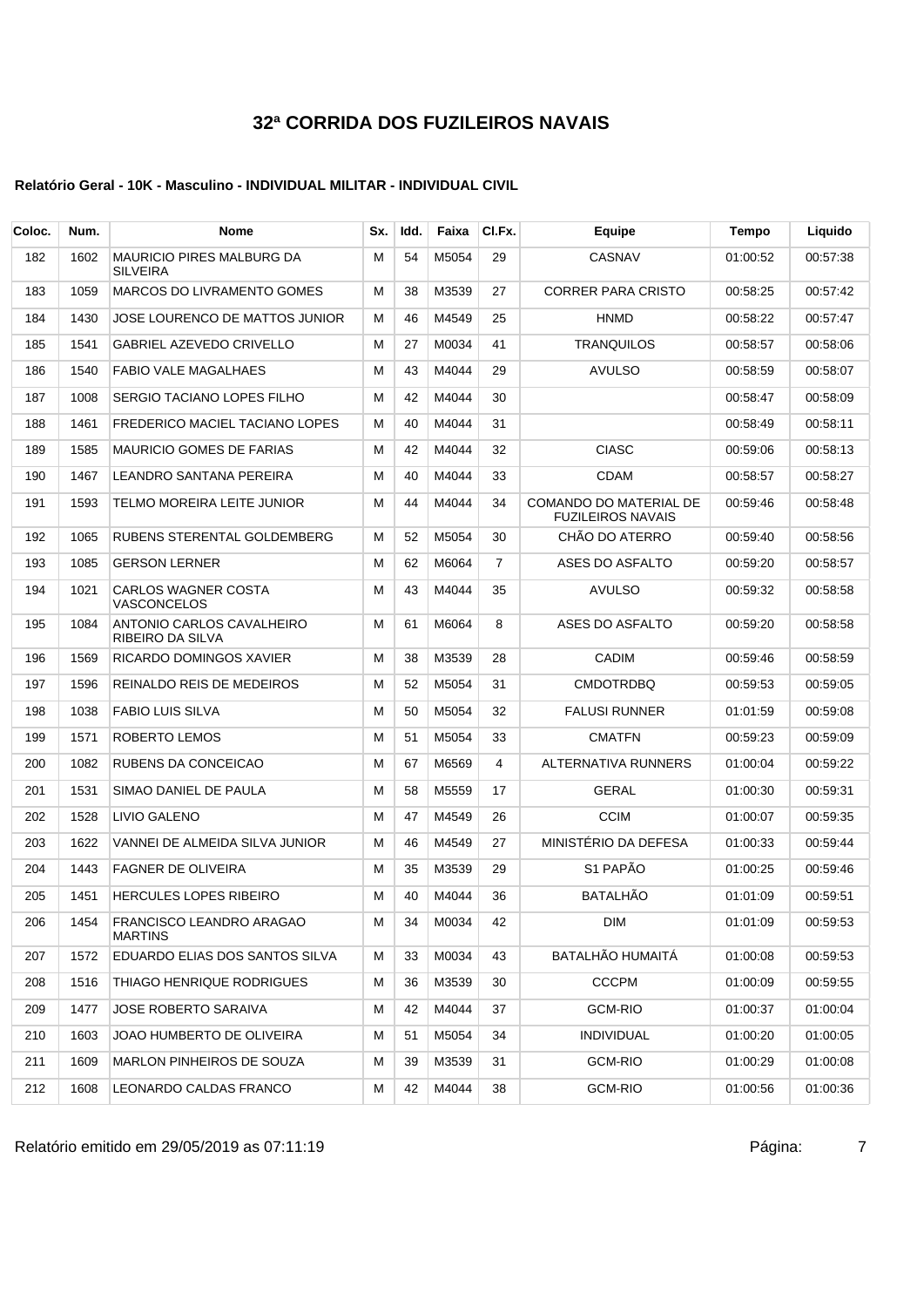# 32ª CORRIDA DOS FUZILEIROS NAVAIS

### Relatório Geral - 10K - Masculino - INDIVIDUAL MILITAR - INDIVIDUAL CIVIL

| Coloc. | Num. | Nome | Sx. | Idd. | Faixa | Cl.Fx. | Equipe | Tempo | Liquido |
|---|---|---|---|---|---|---|---|---|---|
| 182 | 1602 | MAURICIO PIRES MALBURG DA SILVEIRA | M | 54 | M5054 | 29 | CASNAV | 01:00:52 | 00:57:38 |
| 183 | 1059 | MARCOS DO LIVRAMENTO GOMES | M | 38 | M3539 | 27 | CORRER PARA CRISTO | 00:58:25 | 00:57:42 |
| 184 | 1430 | JOSE LOURENCO DE MATTOS JUNIOR | M | 46 | M4549 | 25 | HNMD | 00:58:22 | 00:57:47 |
| 185 | 1541 | GABRIEL AZEVEDO CRIVELLO | M | 27 | M0034 | 41 | TRANQUILOS | 00:58:57 | 00:58:06 |
| 186 | 1540 | FABIO VALE MAGALHAES | M | 43 | M4044 | 29 | AVULSO | 00:58:59 | 00:58:07 |
| 187 | 1008 | SERGIO TACIANO LOPES FILHO | M | 42 | M4044 | 30 | | 00:58:47 | 00:58:09 |
| 188 | 1461 | FREDERICO MACIEL TACIANO LOPES | M | 40 | M4044 | 31 | | 00:58:49 | 00:58:11 |
| 189 | 1585 | MAURICIO GOMES DE FARIAS | M | 42 | M4044 | 32 | CIASC | 00:59:06 | 00:58:13 |
| 190 | 1467 | LEANDRO SANTANA PEREIRA | M | 40 | M4044 | 33 | CDAM | 00:58:57 | 00:58:27 |
| 191 | 1593 | TELMO MOREIRA LEITE JUNIOR | M | 44 | M4044 | 34 | COMANDO DO MATERIAL DE FUZILEIROS NAVAIS | 00:59:46 | 00:58:48 |
| 192 | 1065 | RUBENS STERENTAL GOLDEMBERG | M | 52 | M5054 | 30 | CHÃO DO ATERRO | 00:59:40 | 00:58:56 |
| 193 | 1085 | GERSON LERNER | M | 62 | M6064 | 7 | ASES DO ASFALTO | 00:59:20 | 00:58:57 |
| 194 | 1021 | CARLOS WAGNER COSTA VASCONCELOS | M | 43 | M4044 | 35 | AVULSO | 00:59:32 | 00:58:58 |
| 195 | 1084 | ANTONIO CARLOS CAVALHEIRO RIBEIRO DA SILVA | M | 61 | M6064 | 8 | ASES DO ASFALTO | 00:59:20 | 00:58:58 |
| 196 | 1569 | RICARDO DOMINGOS XAVIER | M | 38 | M3539 | 28 | CADIM | 00:59:46 | 00:58:59 |
| 197 | 1596 | REINALDO REIS DE MEDEIROS | M | 52 | M5054 | 31 | CMDOTRDBQ | 00:59:53 | 00:59:05 |
| 198 | 1038 | FABIO LUIS SILVA | M | 50 | M5054 | 32 | FALUSI RUNNER | 01:01:59 | 00:59:08 |
| 199 | 1571 | ROBERTO LEMOS | M | 51 | M5054 | 33 | CMATFN | 00:59:23 | 00:59:09 |
| 200 | 1082 | RUBENS DA CONCEICAO | M | 67 | M6569 | 4 | ALTERNATIVA RUNNERS | 01:00:04 | 00:59:22 |
| 201 | 1531 | SIMAO DANIEL DE PAULA | M | 58 | M5559 | 17 | GERAL | 01:00:30 | 00:59:31 |
| 202 | 1528 | LIVIO GALENO | M | 47 | M4549 | 26 | CCIM | 01:00:07 | 00:59:35 |
| 203 | 1622 | VANNEI DE ALMEIDA SILVA JUNIOR | M | 46 | M4549 | 27 | MINISTÉRIO DA DEFESA | 01:00:33 | 00:59:44 |
| 204 | 1443 | FAGNER DE OLIVEIRA | M | 35 | M3539 | 29 | S1 PAPÃO | 01:00:25 | 00:59:46 |
| 205 | 1451 | HERCULES LOPES RIBEIRO | M | 40 | M4044 | 36 | BATALHÃO | 01:01:09 | 00:59:51 |
| 206 | 1454 | FRANCISCO LEANDRO ARAGAO MARTINS | M | 34 | M0034 | 42 | DIM | 01:01:09 | 00:59:53 |
| 207 | 1572 | EDUARDO ELIAS DOS SANTOS SILVA | M | 33 | M0034 | 43 | BATALHÃO HUMAITÁ | 01:00:08 | 00:59:53 |
| 208 | 1516 | THIAGO HENRIQUE RODRIGUES | M | 36 | M3539 | 30 | CCCPM | 01:00:09 | 00:59:55 |
| 209 | 1477 | JOSE ROBERTO SARAIVA | M | 42 | M4044 | 37 | GCM-RIO | 01:00:37 | 01:00:04 |
| 210 | 1603 | JOAO HUMBERTO DE OLIVEIRA | M | 51 | M5054 | 34 | INDIVIDUAL | 01:00:20 | 01:00:05 |
| 211 | 1609 | MARLON PINHEIROS DE SOUZA | M | 39 | M3539 | 31 | GCM-RIO | 01:00:29 | 01:00:08 |
| 212 | 1608 | LEONARDO CALDAS FRANCO | M | 42 | M4044 | 38 | GCM-RIO | 01:00:56 | 01:00:36 |

Relatório emitido em 29/05/2019 as 07:11:19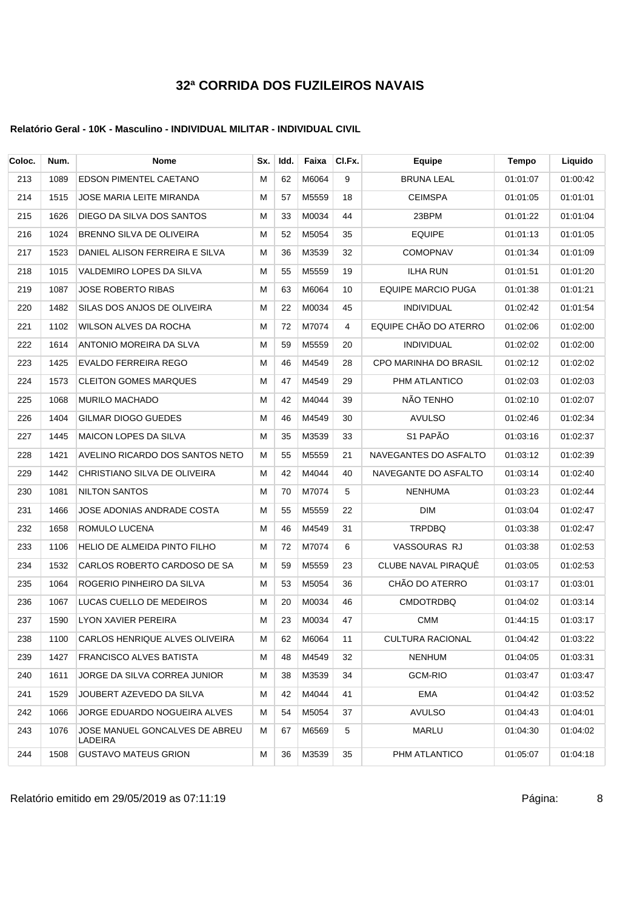# 32ª CORRIDA DOS FUZILEIROS NAVAIS

### Relatório Geral - 10K - Masculino - INDIVIDUAL MILITAR - INDIVIDUAL CIVIL

| Coloc. | Num. | Nome | Sx. | Idd. | Faixa | Cl.Fx. | Equipe | Tempo | Liquido |
|---|---|---|---|---|---|---|---|---|---|
| 213 | 1089 | EDSON PIMENTEL CAETANO | M | 62 | M6064 | 9 | BRUNA LEAL | 01:01:07 | 01:00:42 |
| 214 | 1515 | JOSE MARIA LEITE MIRANDA | M | 57 | M5559 | 18 | CEIMSPA | 01:01:05 | 01:01:01 |
| 215 | 1626 | DIEGO DA SILVA DOS SANTOS | M | 33 | M0034 | 44 | 23BPM | 01:01:22 | 01:01:04 |
| 216 | 1024 | BRENNO SILVA DE OLIVEIRA | M | 52 | M5054 | 35 | EQUIPE | 01:01:13 | 01:01:05 |
| 217 | 1523 | DANIEL ALISON FERREIRA E SILVA | M | 36 | M3539 | 32 | COMOPNAV | 01:01:34 | 01:01:09 |
| 218 | 1015 | VALDEMIRO LOPES DA SILVA | M | 55 | M5559 | 19 | ILHA RUN | 01:01:51 | 01:01:20 |
| 219 | 1087 | JOSE ROBERTO RIBAS | M | 63 | M6064 | 10 | EQUIPE MARCIO PUGA | 01:01:38 | 01:01:21 |
| 220 | 1482 | SILAS DOS ANJOS DE OLIVEIRA | M | 22 | M0034 | 45 | INDIVIDUAL | 01:02:42 | 01:01:54 |
| 221 | 1102 | WILSON ALVES DA ROCHA | M | 72 | M7074 | 4 | EQUIPE CHÃO DO ATERRO | 01:02:06 | 01:02:00 |
| 222 | 1614 | ANTONIO MOREIRA DA SLVA | M | 59 | M5559 | 20 | INDIVIDUAL | 01:02:02 | 01:02:00 |
| 223 | 1425 | EVALDO FERREIRA REGO | M | 46 | M4549 | 28 | CPO MARINHA DO BRASIL | 01:02:12 | 01:02:02 |
| 224 | 1573 | CLEITON GOMES MARQUES | M | 47 | M4549 | 29 | PHM ATLANTICO | 01:02:03 | 01:02:03 |
| 225 | 1068 | MURILO MACHADO | M | 42 | M4044 | 39 | NÃO TENHO | 01:02:10 | 01:02:07 |
| 226 | 1404 | GILMAR DIOGO GUEDES | M | 46 | M4549 | 30 | AVULSO | 01:02:46 | 01:02:34 |
| 227 | 1445 | MAICON LOPES DA SILVA | M | 35 | M3539 | 33 | S1 PAPÃO | 01:03:16 | 01:02:37 |
| 228 | 1421 | AVELINO RICARDO DOS SANTOS NETO | M | 55 | M5559 | 21 | NAVEGANTES DO ASFALTO | 01:03:12 | 01:02:39 |
| 229 | 1442 | CHRISTIANO SILVA DE OLIVEIRA | M | 42 | M4044 | 40 | NAVEGANTE DO ASFALTO | 01:03:14 | 01:02:40 |
| 230 | 1081 | NILTON SANTOS | M | 70 | M7074 | 5 | NENHUMA | 01:03:23 | 01:02:44 |
| 231 | 1466 | JOSE ADONIAS ANDRADE COSTA | M | 55 | M5559 | 22 | DIM | 01:03:04 | 01:02:47 |
| 232 | 1658 | ROMULO LUCENA | M | 46 | M4549 | 31 | TRPDBQ | 01:03:38 | 01:02:47 |
| 233 | 1106 | HELIO DE ALMEIDA PINTO FILHO | M | 72 | M7074 | 6 | VASSOURAS RJ | 01:03:38 | 01:02:53 |
| 234 | 1532 | CARLOS ROBERTO CARDOSO DE SA | M | 59 | M5559 | 23 | CLUBE NAVAL PIRAQUÊ | 01:03:05 | 01:02:53 |
| 235 | 1064 | ROGERIO PINHEIRO DA SILVA | M | 53 | M5054 | 36 | CHÃO DO ATERRO | 01:03:17 | 01:03:01 |
| 236 | 1067 | LUCAS CUELLO DE MEDEIROS | M | 20 | M0034 | 46 | CMDOTRDBQ | 01:04:02 | 01:03:14 |
| 237 | 1590 | LYON XAVIER PEREIRA | M | 23 | M0034 | 47 | CMM | 01:44:15 | 01:03:17 |
| 238 | 1100 | CARLOS HENRIQUE ALVES OLIVEIRA | M | 62 | M6064 | 11 | CULTURA RACIONAL | 01:04:42 | 01:03:22 |
| 239 | 1427 | FRANCISCO ALVES BATISTA | M | 48 | M4549 | 32 | NENHUM | 01:04:05 | 01:03:31 |
| 240 | 1611 | JORGE DA SILVA CORREA JUNIOR | M | 38 | M3539 | 34 | GCM-RIO | 01:03:47 | 01:03:47 |
| 241 | 1529 | JOUBERT AZEVEDO DA SILVA | M | 42 | M4044 | 41 | EMA | 01:04:42 | 01:03:52 |
| 242 | 1066 | JORGE EDUARDO NOGUEIRA ALVES | M | 54 | M5054 | 37 | AVULSO | 01:04:43 | 01:04:01 |
| 243 | 1076 | JOSE MANUEL GONCALVES DE ABREU LADEIRA | M | 67 | M6569 | 5 | MARLU | 01:04:30 | 01:04:02 |
| 244 | 1508 | GUSTAVO MATEUS GRION | M | 36 | M3539 | 35 | PHM ATLANTICO | 01:05:07 | 01:04:18 |

Relatório emitido em 29/05/2019 as 07:11:19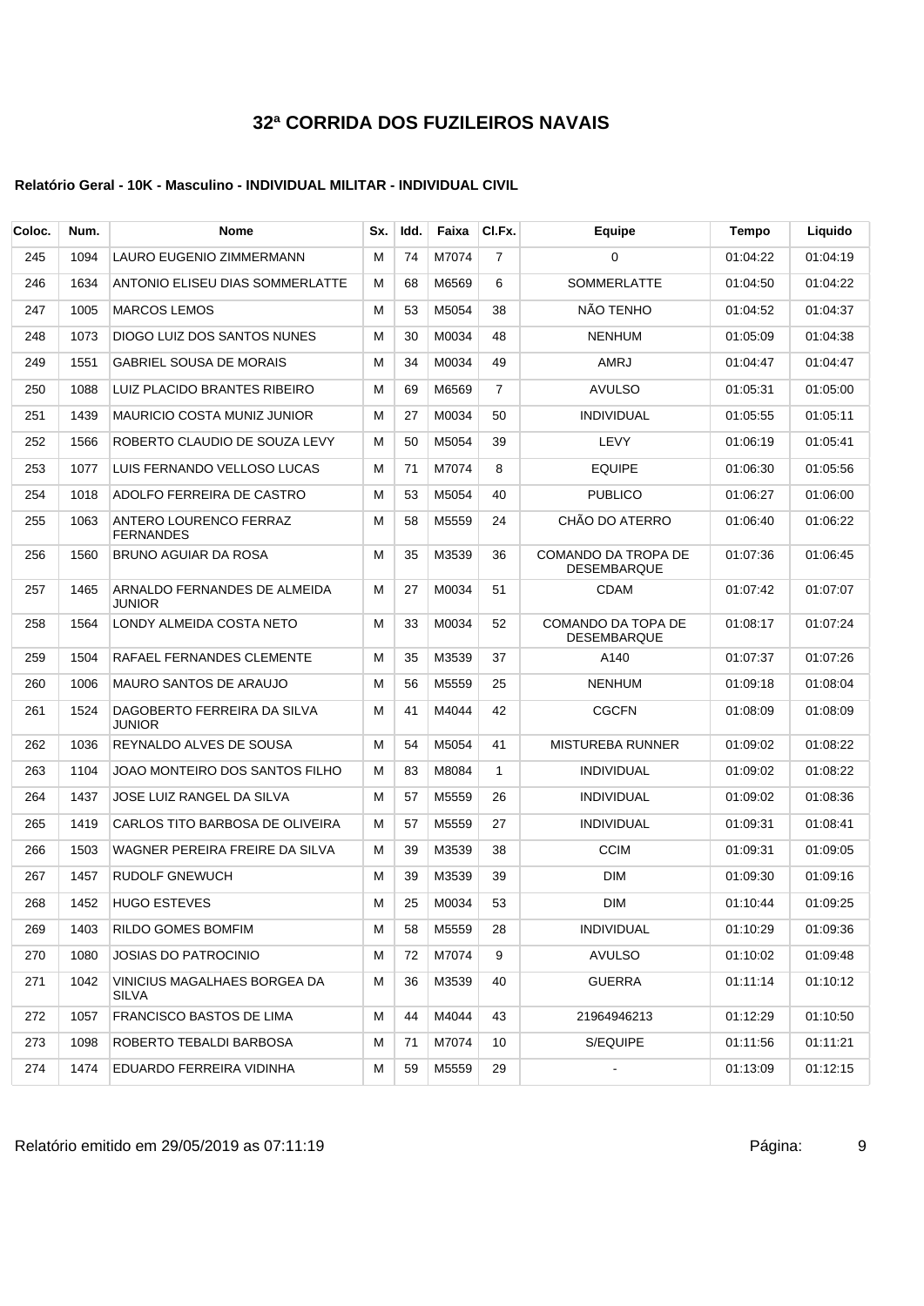# 32ª CORRIDA DOS FUZILEIROS NAVAIS

### Relatório Geral - 10K - Masculino - INDIVIDUAL MILITAR - INDIVIDUAL CIVIL

| Coloc. | Num. | Nome | Sx. | Idd. | Faixa | Cl.Fx. | Equipe | Tempo | Liquido |
|---|---|---|---|---|---|---|---|---|---|
| 245 | 1094 | LAURO EUGENIO ZIMMERMANN | M | 74 | M7074 | 7 | 0 | 01:04:22 | 01:04:19 |
| 246 | 1634 | ANTONIO ELISEU DIAS SOMMERLATTE | M | 68 | M6569 | 6 | SOMMERLATTE | 01:04:50 | 01:04:22 |
| 247 | 1005 | MARCOS LEMOS | M | 53 | M5054 | 38 | NÃO TENHO | 01:04:52 | 01:04:37 |
| 248 | 1073 | DIOGO LUIZ DOS SANTOS NUNES | M | 30 | M0034 | 48 | NENHUM | 01:05:09 | 01:04:38 |
| 249 | 1551 | GABRIEL SOUSA DE MORAIS | M | 34 | M0034 | 49 | AMRJ | 01:04:47 | 01:04:47 |
| 250 | 1088 | LUIZ PLACIDO BRANTES RIBEIRO | M | 69 | M6569 | 7 | AVULSO | 01:05:31 | 01:05:00 |
| 251 | 1439 | MAURICIO COSTA MUNIZ JUNIOR | M | 27 | M0034 | 50 | INDIVIDUAL | 01:05:55 | 01:05:11 |
| 252 | 1566 | ROBERTO CLAUDIO DE SOUZA LEVY | M | 50 | M5054 | 39 | LEVY | 01:06:19 | 01:05:41 |
| 253 | 1077 | LUIS FERNANDO VELLOSO LUCAS | M | 71 | M7074 | 8 | EQUIPE | 01:06:30 | 01:05:56 |
| 254 | 1018 | ADOLFO FERREIRA DE CASTRO | M | 53 | M5054 | 40 | PUBLICO | 01:06:27 | 01:06:00 |
| 255 | 1063 | ANTERO LOURENCO FERRAZ FERNANDES | M | 58 | M5559 | 24 | CHÃO DO ATERRO | 01:06:40 | 01:06:22 |
| 256 | 1560 | BRUNO AGUIAR DA ROSA | M | 35 | M3539 | 36 | COMANDO DA TROPA DE DESEMBARQUE | 01:07:36 | 01:06:45 |
| 257 | 1465 | ARNALDO FERNANDES DE ALMEIDA JUNIOR | M | 27 | M0034 | 51 | CDAM | 01:07:42 | 01:07:07 |
| 258 | 1564 | LONDY ALMEIDA COSTA NETO | M | 33 | M0034 | 52 | COMANDO DA TOPA DE DESEMBARQUE | 01:08:17 | 01:07:24 |
| 259 | 1504 | RAFAEL FERNANDES CLEMENTE | M | 35 | M3539 | 37 | A140 | 01:07:37 | 01:07:26 |
| 260 | 1006 | MAURO SANTOS DE ARAUJO | M | 56 | M5559 | 25 | NENHUM | 01:09:18 | 01:08:04 |
| 261 | 1524 | DAGOBERTO FERREIRA DA SILVA JUNIOR | M | 41 | M4044 | 42 | CGCFN | 01:08:09 | 01:08:09 |
| 262 | 1036 | REYNALDO ALVES DE SOUSA | M | 54 | M5054 | 41 | MISTUREBA RUNNER | 01:09:02 | 01:08:22 |
| 263 | 1104 | JOAO MONTEIRO DOS SANTOS FILHO | M | 83 | M8084 | 1 | INDIVIDUAL | 01:09:02 | 01:08:22 |
| 264 | 1437 | JOSE LUIZ RANGEL DA SILVA | M | 57 | M5559 | 26 | INDIVIDUAL | 01:09:02 | 01:08:36 |
| 265 | 1419 | CARLOS TITO BARBOSA DE OLIVEIRA | M | 57 | M5559 | 27 | INDIVIDUAL | 01:09:31 | 01:08:41 |
| 266 | 1503 | WAGNER PEREIRA FREIRE DA SILVA | M | 39 | M3539 | 38 | CCIM | 01:09:31 | 01:09:05 |
| 267 | 1457 | RUDOLF GNEWUCH | M | 39 | M3539 | 39 | DIM | 01:09:30 | 01:09:16 |
| 268 | 1452 | HUGO ESTEVES | M | 25 | M0034 | 53 | DIM | 01:10:44 | 01:09:25 |
| 269 | 1403 | RILDO GOMES BOMFIM | M | 58 | M5559 | 28 | INDIVIDUAL | 01:10:29 | 01:09:36 |
| 270 | 1080 | JOSIAS DO PATROCINIO | M | 72 | M7074 | 9 | AVULSO | 01:10:02 | 01:09:48 |
| 271 | 1042 | VINICIUS MAGALHAES BORGEA DA SILVA | M | 36 | M3539 | 40 | GUERRA | 01:11:14 | 01:10:12 |
| 272 | 1057 | FRANCISCO BASTOS DE LIMA | M | 44 | M4044 | 43 | 21964946213 | 01:12:29 | 01:10:50 |
| 273 | 1098 | ROBERTO TEBALDI BARBOSA | M | 71 | M7074 | 10 | S/EQUIPE | 01:11:56 | 01:11:21 |
| 274 | 1474 | EDUARDO FERREIRA VIDINHA | M | 59 | M5559 | 29 | - | 01:13:09 | 01:12:15 |

Relatório emitido em 29/05/2019 as 07:11:19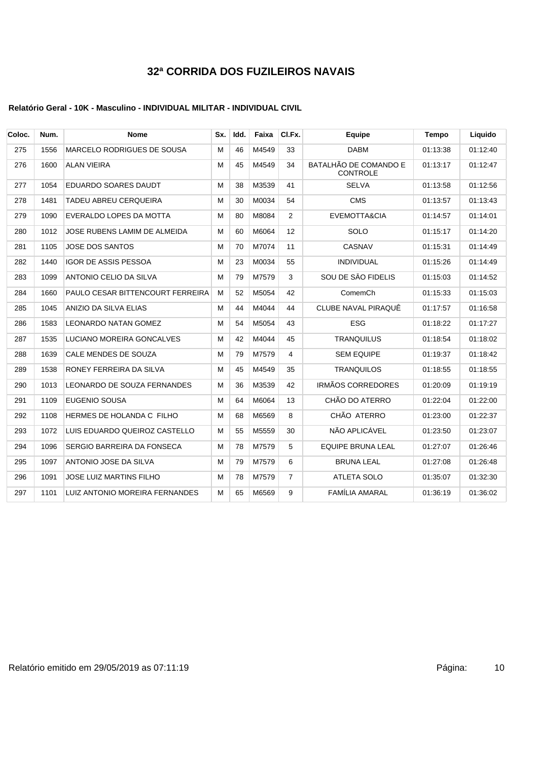# 32ª CORRIDA DOS FUZILEIROS NAVAIS

**Relatório Geral - 10K - Masculino - INDIVIDUAL MILITAR - INDIVIDUAL CIVIL**

| Coloc. | Num. | Nome | Sx. | Idd. | Faixa | Cl.Fx. | Equipe | Tempo | Liquido |
|---|---|---|---|---|---|---|---|---|---|
| 275 | 1556 | MARCELO RODRIGUES DE SOUSA | M | 46 | M4549 | 33 | DABM | 01:13:38 | 01:12:40 |
| 276 | 1600 | ALAN VIEIRA | M | 45 | M4549 | 34 | BATALHÃO DE COMANDO E CONTROLE | 01:13:17 | 01:12:47 |
| 277 | 1054 | EDUARDO SOARES DAUDT | M | 38 | M3539 | 41 | SELVA | 01:13:58 | 01:12:56 |
| 278 | 1481 | TADEU ABREU CERQUEIRA | M | 30 | M0034 | 54 | CMS | 01:13:57 | 01:13:43 |
| 279 | 1090 | EVERALDO LOPES DA MOTTA | M | 80 | M8084 | 2 | EVEMOTTA&CIA | 01:14:57 | 01:14:01 |
| 280 | 1012 | JOSE RUBENS LAMIM DE ALMEIDA | M | 60 | M6064 | 12 | SOLO | 01:15:17 | 01:14:20 |
| 281 | 1105 | JOSE DOS SANTOS | M | 70 | M7074 | 11 | CASNAV | 01:15:31 | 01:14:49 |
| 282 | 1440 | IGOR DE ASSIS PESSOA | M | 23 | M0034 | 55 | INDIVIDUAL | 01:15:26 | 01:14:49 |
| 283 | 1099 | ANTONIO CELIO DA SILVA | M | 79 | M7579 | 3 | SOU DE SÃO FIDELIS | 01:15:03 | 01:14:52 |
| 284 | 1660 | PAULO CESAR BITTENCOURT FERREIRA | M | 52 | M5054 | 42 | ComemCh | 01:15:33 | 01:15:03 |
| 285 | 1045 | ANIZIO DA SILVA ELIAS | M | 44 | M4044 | 44 | CLUBE NAVAL PIRAQUÊ | 01:17:57 | 01:16:58 |
| 286 | 1583 | LEONARDO NATAN GOMEZ | M | 54 | M5054 | 43 | ESG | 01:18:22 | 01:17:27 |
| 287 | 1535 | LUCIANO MOREIRA GONCALVES | M | 42 | M4044 | 45 | TRANQUILUS | 01:18:54 | 01:18:02 |
| 288 | 1639 | CALE MENDES DE SOUZA | M | 79 | M7579 | 4 | SEM EQUIPE | 01:19:37 | 01:18:42 |
| 289 | 1538 | RONEY FERREIRA DA SILVA | M | 45 | M4549 | 35 | TRANQUILOS | 01:18:55 | 01:18:55 |
| 290 | 1013 | LEONARDO DE SOUZA FERNANDES | M | 36 | M3539 | 42 | IRMÃOS CORREDORES | 01:20:09 | 01:19:19 |
| 291 | 1109 | EUGENIO SOUSA | M | 64 | M6064 | 13 | CHÃO DO ATERRO | 01:22:04 | 01:22:00 |
| 292 | 1108 | HERMES DE HOLANDA C FILHO | M | 68 | M6569 | 8 | CHÃO ATERRO | 01:23:00 | 01:22:37 |
| 293 | 1072 | LUIS EDUARDO QUEIROZ CASTELLO | M | 55 | M5559 | 30 | NÃO APLICÁVEL | 01:23:50 | 01:23:07 |
| 294 | 1096 | SERGIO BARREIRA DA FONSECA | M | 78 | M7579 | 5 | EQUIPE BRUNA LEAL | 01:27:07 | 01:26:46 |
| 295 | 1097 | ANTONIO JOSE DA SILVA | M | 79 | M7579 | 6 | BRUNA LEAL | 01:27:08 | 01:26:48 |
| 296 | 1091 | JOSE LUIZ MARTINS FILHO | M | 78 | M7579 | 7 | ATLETA SOLO | 01:35:07 | 01:32:30 |
| 297 | 1101 | LUIZ ANTONIO MOREIRA FERNANDES | M | 65 | M6569 | 9 | FAMÍLIA AMARAL | 01:36:19 | 01:36:02 |

Relatório emitido em 29/05/2019 as 07:11:19